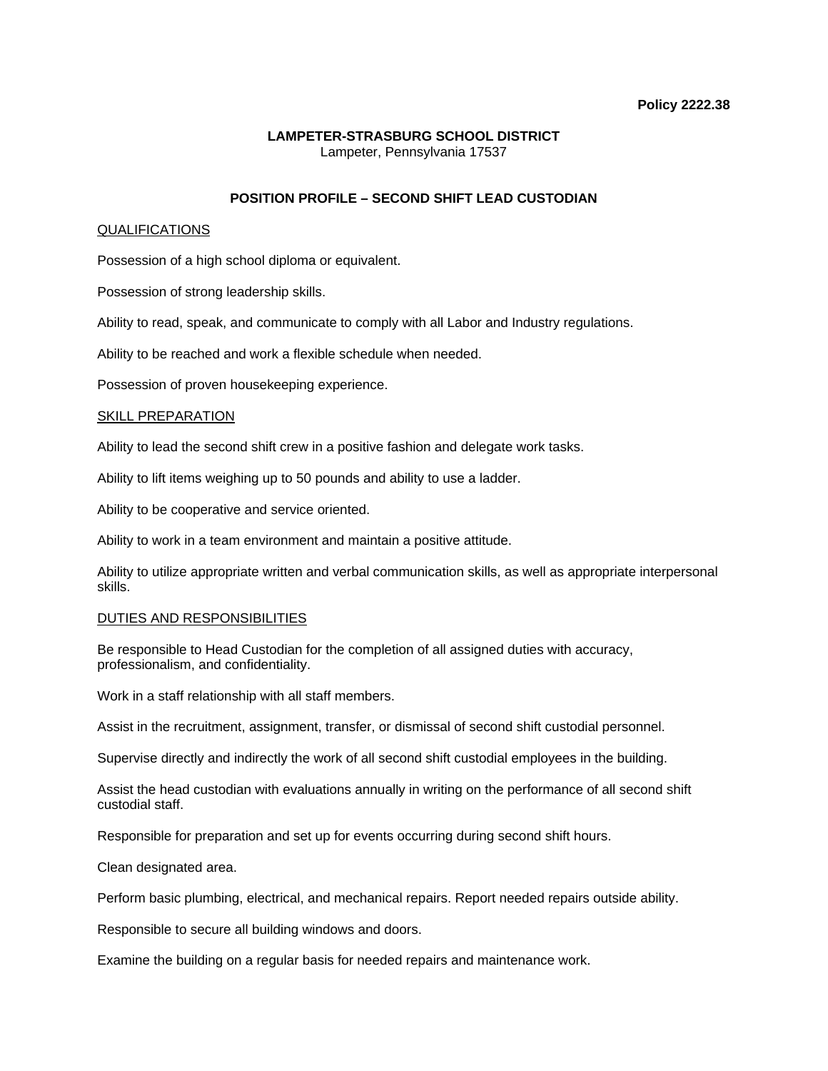**Policy 2222.38**

**LAMPETER-STRASBURG SCHOOL DISTRICT**
Lampeter, Pennsylvania 17537

# POSITION PROFILE – SECOND SHIFT LEAD CUSTODIAN

## QUALIFICATIONS

Possession of a high school diploma or equivalent.

Possession of strong leadership skills.

Ability to read, speak, and communicate to comply with all Labor and Industry regulations.

Ability to be reached and work a flexible schedule when needed.

Possession of proven housekeeping experience.

## SKILL PREPARATION

Ability to lead the second shift crew in a positive fashion and delegate work tasks.

Ability to lift items weighing up to 50 pounds and ability to use a ladder.

Ability to be cooperative and service oriented.

Ability to work in a team environment and maintain a positive attitude.

Ability to utilize appropriate written and verbal communication skills, as well as appropriate interpersonal skills.

## DUTIES AND RESPONSIBILITIES

Be responsible to Head Custodian for the completion of all assigned duties with accuracy, professionalism, and confidentiality.

Work in a staff relationship with all staff members.

Assist in the recruitment, assignment, transfer, or dismissal of second shift custodial personnel.

Supervise directly and indirectly the work of all second shift custodial employees in the building.

Assist the head custodian with evaluations annually in writing on the performance of all second shift custodial staff.

Responsible for preparation and set up for events occurring during second shift hours.

Clean designated area.

Perform basic plumbing, electrical, and mechanical repairs. Report needed repairs outside ability.

Responsible to secure all building windows and doors.

Examine the building on a regular basis for needed repairs and maintenance work.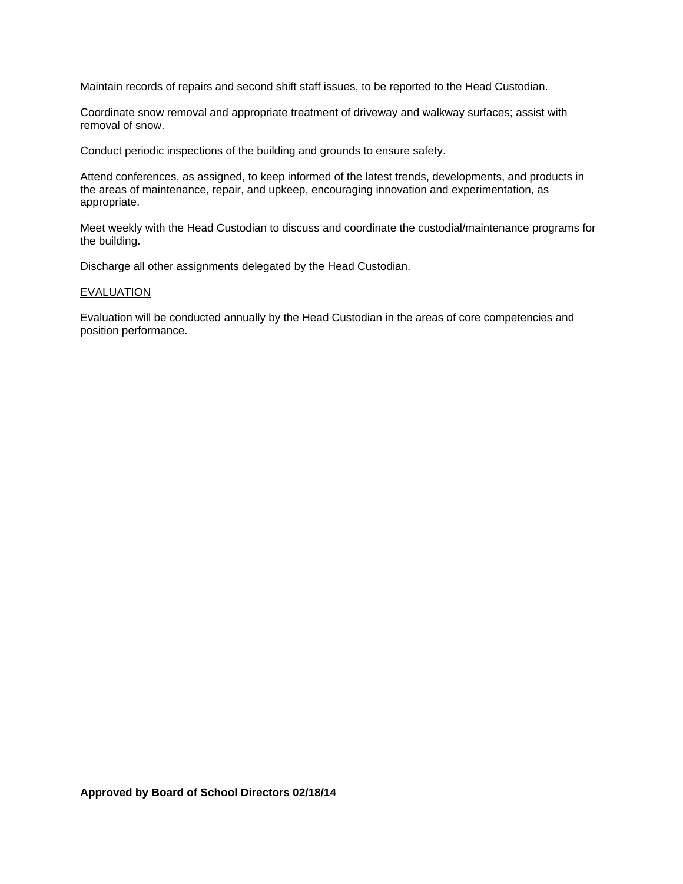Maintain records of repairs and second shift staff issues, to be reported to the Head Custodian.

Coordinate snow removal and appropriate treatment of driveway and walkway surfaces; assist with removal of snow.

Conduct periodic inspections of the building and grounds to ensure safety.

Attend conferences, as assigned, to keep informed of the latest trends, developments, and products in the areas of maintenance, repair, and upkeep, encouraging innovation and experimentation, as appropriate.

Meet weekly with the Head Custodian to discuss and coordinate the custodial/maintenance programs for the building.

Discharge all other assignments delegated by the Head Custodian.

## EVALUATION

Evaluation will be conducted annually by the Head Custodian in the areas of core competencies and position performance.

**Approved by Board of School Directors 02/18/14**